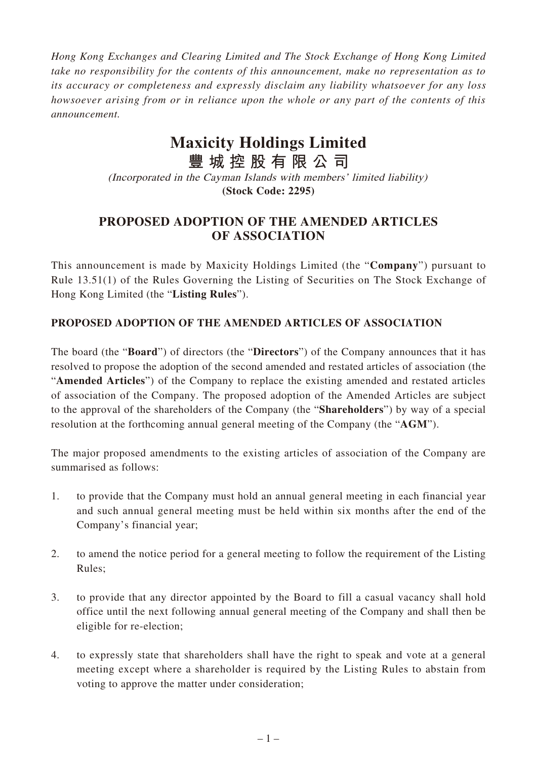*Hong Kong Exchanges and Clearing Limited and The Stock Exchange of Hong Kong Limited take no responsibility for the contents of this announcement, make no representation as to its accuracy or completeness and expressly disclaim any liability whatsoever for any loss howsoever arising from or in reliance upon the whole or any part of the contents of this announcement.*

# Maxicity Holdings Limited
# 豐城控股有限公司

*(Incorporated in the Cayman Islands with members' limited liability)*
**(Stock Code: 2295)**

## PROPOSED ADOPTION OF THE AMENDED ARTICLES OF ASSOCIATION

This announcement is made by Maxicity Holdings Limited (the "**Company**") pursuant to Rule 13.51(1) of the Rules Governing the Listing of Securities on The Stock Exchange of Hong Kong Limited (the "**Listing Rules**").

**PROPOSED ADOPTION OF THE AMENDED ARTICLES OF ASSOCIATION**

The board (the "**Board**") of directors (the "**Directors**") of the Company announces that it has resolved to propose the adoption of the second amended and restated articles of association (the "**Amended Articles**") of the Company to replace the existing amended and restated articles of association of the Company. The proposed adoption of the Amended Articles are subject to the approval of the shareholders of the Company (the "**Shareholders**") by way of a special resolution at the forthcoming annual general meeting of the Company (the "**AGM**").

The major proposed amendments to the existing articles of association of the Company are summarised as follows:

1. to provide that the Company must hold an annual general meeting in each financial year and such annual general meeting must be held within six months after the end of the Company's financial year;
2. to amend the notice period for a general meeting to follow the requirement of the Listing Rules;
3. to provide that any director appointed by the Board to fill a casual vacancy shall hold office until the next following annual general meeting of the Company and shall then be eligible for re-election;
4. to expressly state that shareholders shall have the right to speak and vote at a general meeting except where a shareholder is required by the Listing Rules to abstain from voting to approve the matter under consideration;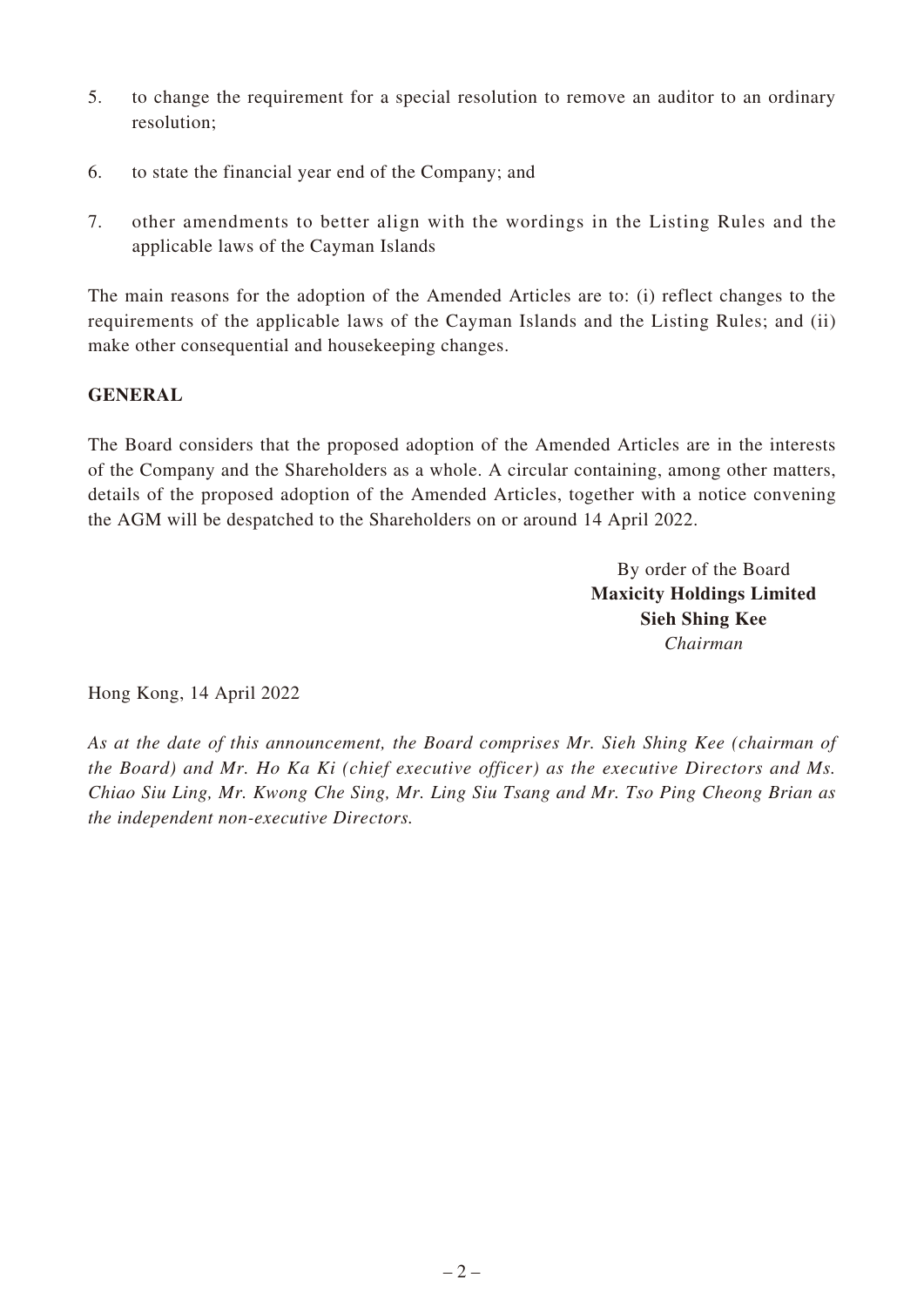5. to change the requirement for a special resolution to remove an auditor to an ordinary resolution;

6. to state the financial year end of the Company; and

7. other amendments to better align with the wordings in the Listing Rules and the applicable laws of the Cayman Islands

The main reasons for the adoption of the Amended Articles are to: (i) reflect changes to the requirements of the applicable laws of the Cayman Islands and the Listing Rules; and (ii) make other consequential and housekeeping changes.

**GENERAL**

The Board considers that the proposed adoption of the Amended Articles are in the interests of the Company and the Shareholders as a whole. A circular containing, among other matters, details of the proposed adoption of the Amended Articles, together with a notice convening the AGM will be despatched to the Shareholders on or around 14 April 2022.

By order of the Board
**Maxicity Holdings Limited**
**Sieh Shing Kee**
*Chairman*

Hong Kong, 14 April 2022

*As at the date of this announcement, the Board comprises Mr. Sieh Shing Kee (chairman of the Board) and Mr. Ho Ka Ki (chief executive officer) as the executive Directors and Ms. Chiao Siu Ling, Mr. Kwong Che Sing, Mr. Ling Siu Tsang and Mr. Tso Ping Cheong Brian as the independent non-executive Directors.*